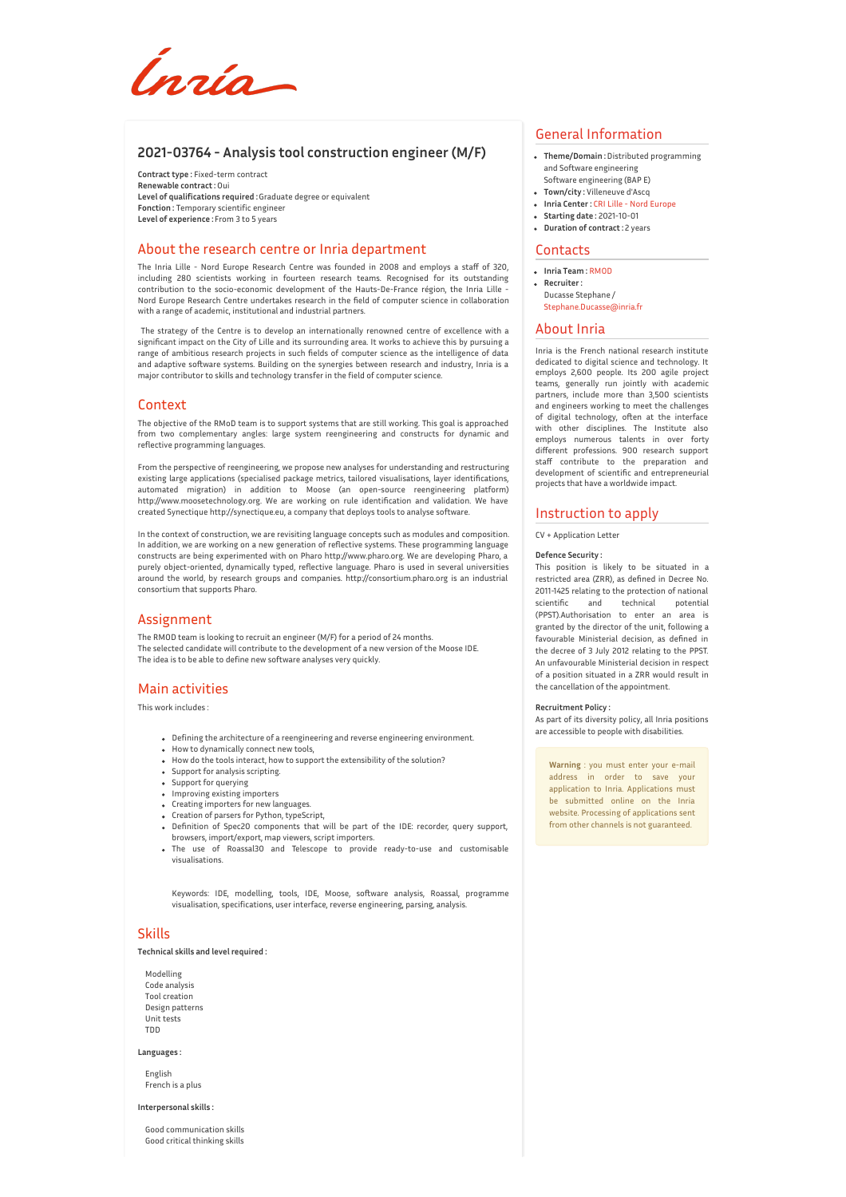# 2021-03764 - Analysis tool construction engineer (M/F)

**Contract type :** Fixed-term contract
**Renewable contract :** Oui
**Level of qualifications required :** Graduate degree or equivalent
**Fonction :** Temporary scientific engineer
**Level of experience :** From 3 to 5 years

## About the research centre or Inria department

The Inria Lille - Nord Europe Research Centre was founded in 2008 and employs a staff of 320, including 280 scientists working in fourteen research teams. Recognised for its outstanding contribution to the socio-economic development of the Hauts-De-France région, the Inria Lille - Nord Europe Research Centre undertakes research in the field of computer science in collaboration with a range of academic, institutional and industrial partners.

The strategy of the Centre is to develop an internationally renowned centre of excellence with a significant impact on the City of Lille and its surrounding area. It works to achieve this by pursuing a range of ambitious research projects in such fields of computer science as the intelligence of data and adaptive software systems. Building on the synergies between research and industry, Inria is a major contributor to skills and technology transfer in the field of computer science.

## Context

The objective of the RMoD team is to support systems that are still working. This goal is approached from two complementary angles: large system reengineering and constructs for dynamic and reflective programming languages.

From the perspective of reengineering, we propose new analyses for understanding and restructuring existing large applications (specialised package metrics, tailored visualisations, layer identifications, automated migration) in addition to Moose (an open-source reengineering platform) http://www.moosetechnology.org. We are working on rule identification and validation. We have created Synectique http://synectique.eu, a company that deploys tools to analyse software.

In the context of construction, we are revisiting language concepts such as modules and composition. In addition, we are working on a new generation of reflective systems. These programming language constructs are being experimented with on Pharo http://www.pharo.org. We are developing Pharo, a purely object-oriented, dynamically typed, reflective language. Pharo is used in several universities around the world, by research groups and companies. http://consortium.pharo.org is an industrial consortium that supports Pharo.

## Assignment

The RMOD team is looking to recruit an engineer (M/F) for a period of 24 months.
The selected candidate will contribute to the development of a new version of the Moose IDE.
The idea is to be able to define new software analyses very quickly.

## Main activities

This work includes :

- Defining the architecture of a reengineering and reverse engineering environment.
- How to dynamically connect new tools,
- How do the tools interact, how to support the extensibility of the solution?
- Support for analysis scripting.
- Support for querying
- Improving existing importers
- Creating importers for new languages.
- Creation of parsers for Python, typeScript,
- Definition of Spec20 components that will be part of the IDE: recorder, query support, browsers, import/export, map viewers, script importers.
- The use of Roassal30 and Telescope to provide ready-to-use and customisable visualisations.

Keywords: IDE, modelling, tools, IDE, Moose, software analysis, Roassal, programme visualisation, specifications, user interface, reverse engineering, parsing, analysis.

## Skills

**Technical skills and level required :**

Modelling
Code analysis
Tool creation
Design patterns
Unit tests
TDD

**Languages :**

English
French is a plus

**Interpersonal skills :**

Good communication skills
Good critical thinking skills

## General Information

- **Theme/Domain :** Distributed programming and Software engineering
  Software engineering (BAP E)
- **Town/city :** Villeneuve d'Ascq
- **Inria Center :** CRI Lille - Nord Europe
- **Starting date :** 2021-10-01
- **Duration of contract :** 2 years

## Contacts

- **Inria Team :** RMOD
- **Recruiter :**
  Ducasse Stephane /
  Stephane.Ducasse@inria.fr

## About Inria

Inria is the French national research institute dedicated to digital science and technology. It employs 2,600 people. Its 200 agile project teams, generally run jointly with academic partners, include more than 3,500 scientists and engineers working to meet the challenges of digital technology, often at the interface with other disciplines. The Institute also employs numerous talents in over forty different professions. 900 research support staff contribute to the preparation and development of scientific and entrepreneurial projects that have a worldwide impact.

## Instruction to apply

CV + Application Letter

**Defence Security :**
This position is likely to be situated in a restricted area (ZRR), as defined in Decree No. 2011-1425 relating to the protection of national scientific and technical potential (PPST).Authorisation to enter an area is granted by the director of the unit, following a favourable Ministerial decision, as defined in the decree of 3 July 2012 relating to the PPST. An unfavourable Ministerial decision in respect of a position situated in a ZRR would result in the cancellation of the appointment.

**Recruitment Policy :**
As part of its diversity policy, all Inria positions are accessible to people with disabilities.

**Warning** : you must enter your e-mail address in order to save your application to Inria. Applications must be submitted online on the Inria website. Processing of applications sent from other channels is not guaranteed.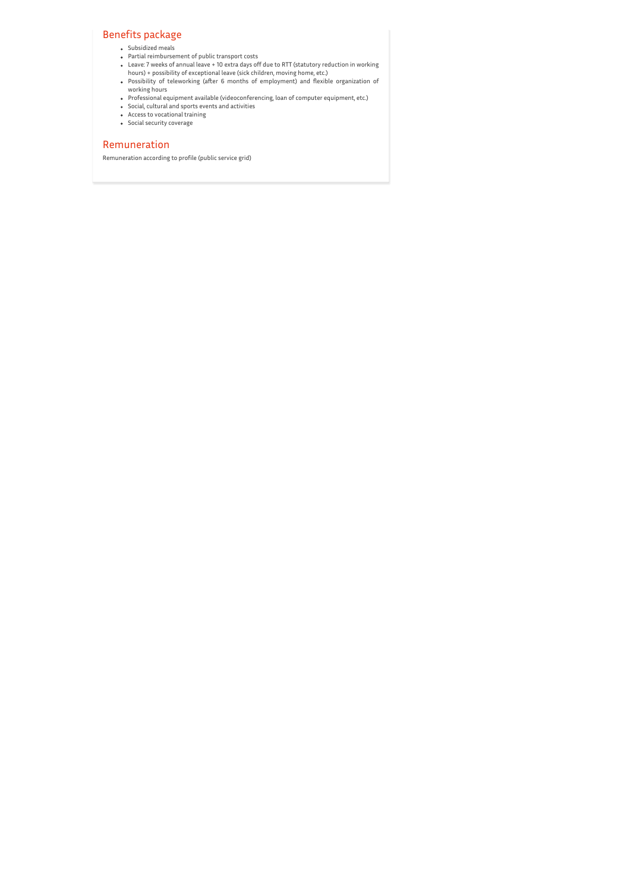## Benefits package

- Subsidized meals
- Partial reimbursement of public transport costs
- Leave: 7 weeks of annual leave + 10 extra days off due to RTT (statutory reduction in working hours) + possibility of exceptional leave (sick children, moving home, etc.)
- Possibility of teleworking (after 6 months of employment) and flexible organization of working hours
- Professional equipment available (videoconferencing, loan of computer equipment, etc.)
- Social, cultural and sports events and activities
- Access to vocational training
- Social security coverage

## Remuneration

Remuneration according to profile (public service grid)